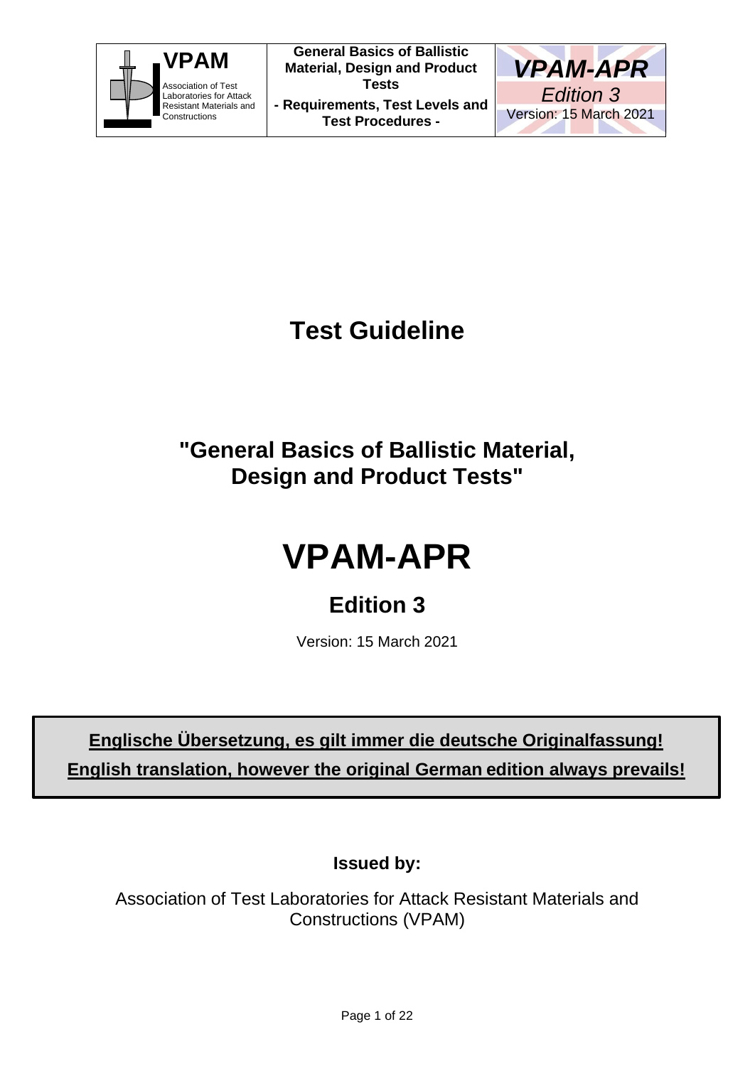# Test Guideline

## "General Basics of Ballistic Material, Design and Product Tests"

# VPAM-APR

## Edition 3

Version: 15 March 2021

**Englische Übersetzung, es gilt immer die deutsche Originalfassung!**

**English translation, however the original German edition always prevails!**

**Issued by:**

Association of Test Laboratories for Attack Resistant Materials and Constructions (VPAM)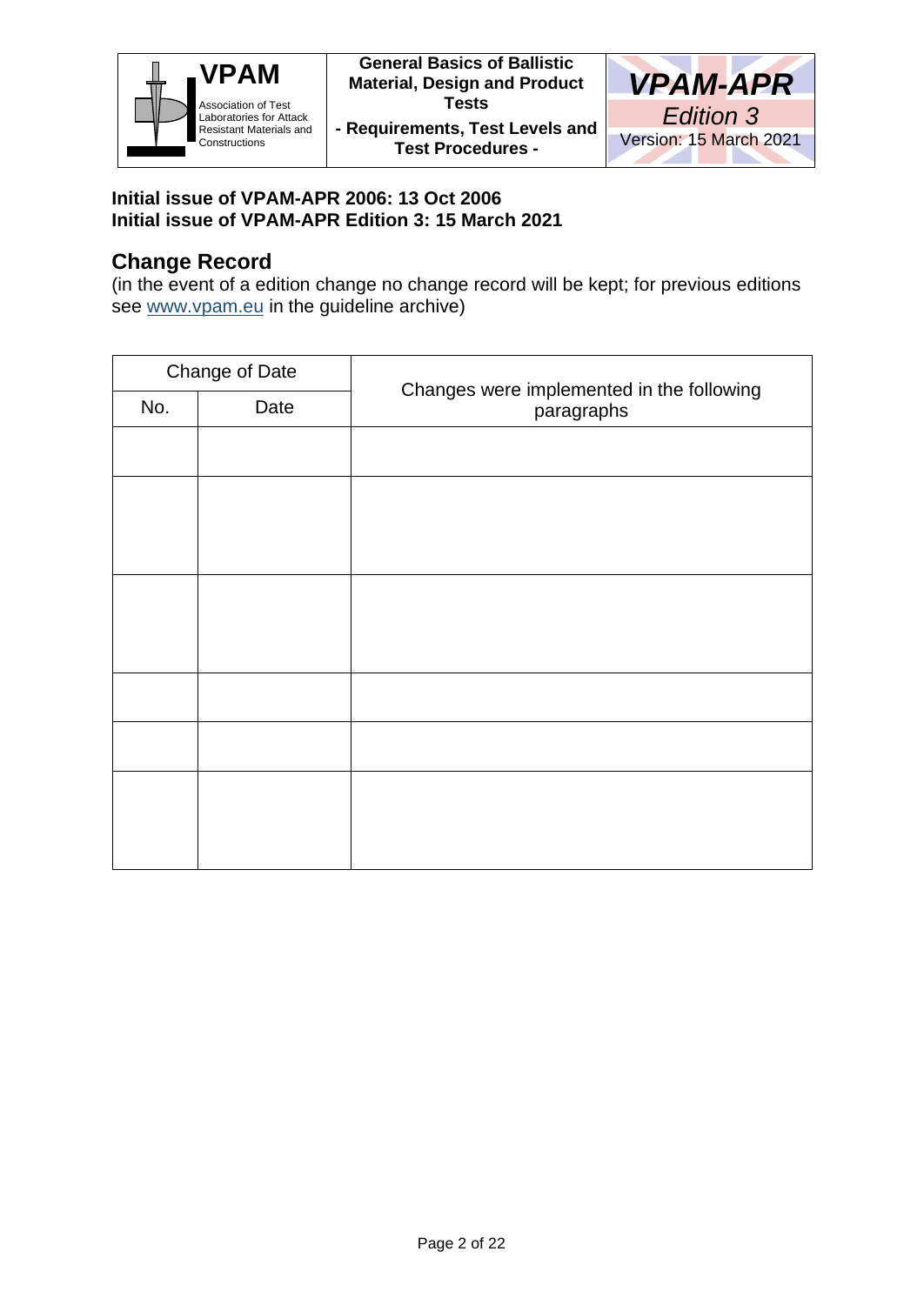**Initial issue of VPAM-APR 2006: 13 Oct 2006**
**Initial issue of VPAM-APR Edition 3: 15 March 2021**

## Change Record

(in the event of a edition change no change record will be kept; for previous editions see www.vpam.eu in the guideline archive)

| Change of Date | | Changes were implemented in the following paragraphs |
|---|---|---|
| No. | Date | |
| | | |
| | | |
| | | |
| | | |
| | | |
| | | |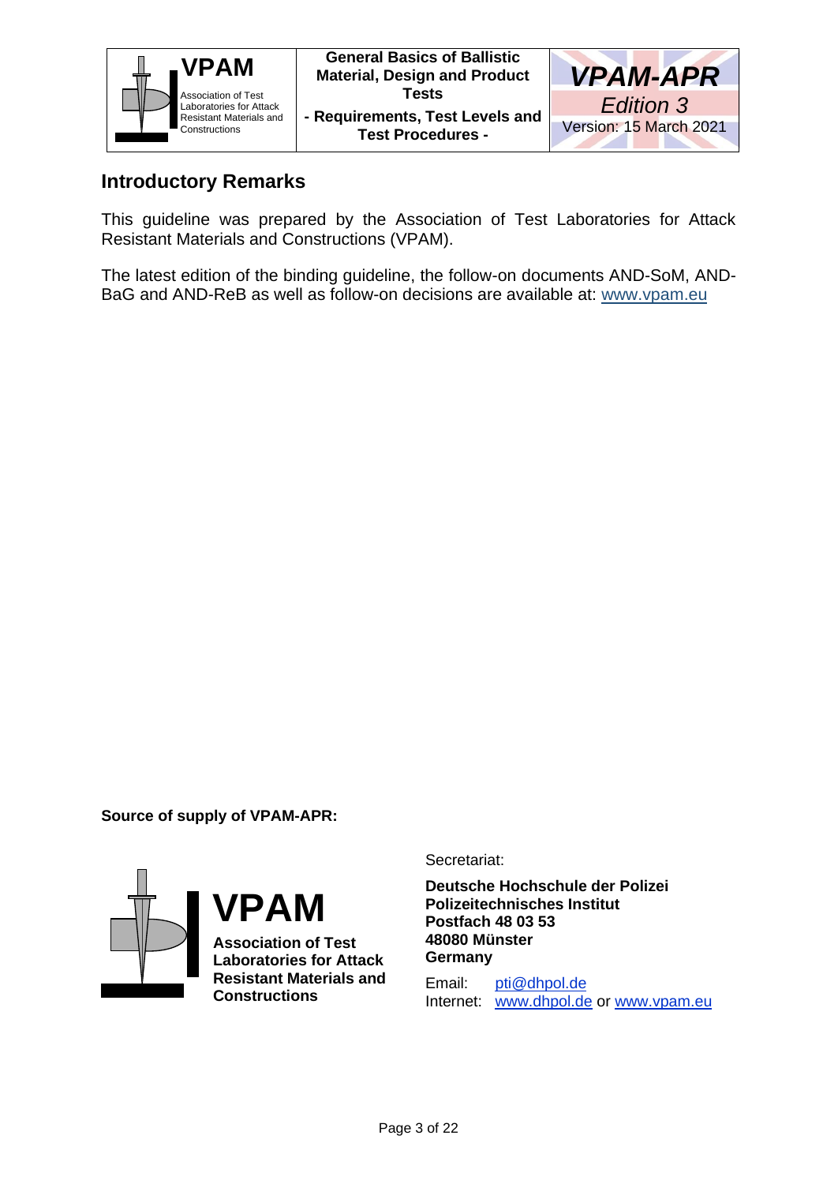## Introductory Remarks

This guideline was prepared by the Association of Test Laboratories for Attack Resistant Materials and Constructions (VPAM).

The latest edition of the binding guideline, the follow-on documents AND-SoM, AND-BaG and AND-ReB as well as follow-on decisions are available at: www.vpam.eu

**Source of supply of VPAM-APR:**

**VPAM**

**Association of Test Laboratories for Attack Resistant Materials and Constructions**

Secretariat:

**Deutsche Hochschule der Polizei**
**Polizeitechnisches Institut**
**Postfach 48 03 53**
**48080 Münster**
**Germany**

Email: pti@dhpol.de
Internet: www.dhpol.de or www.vpam.eu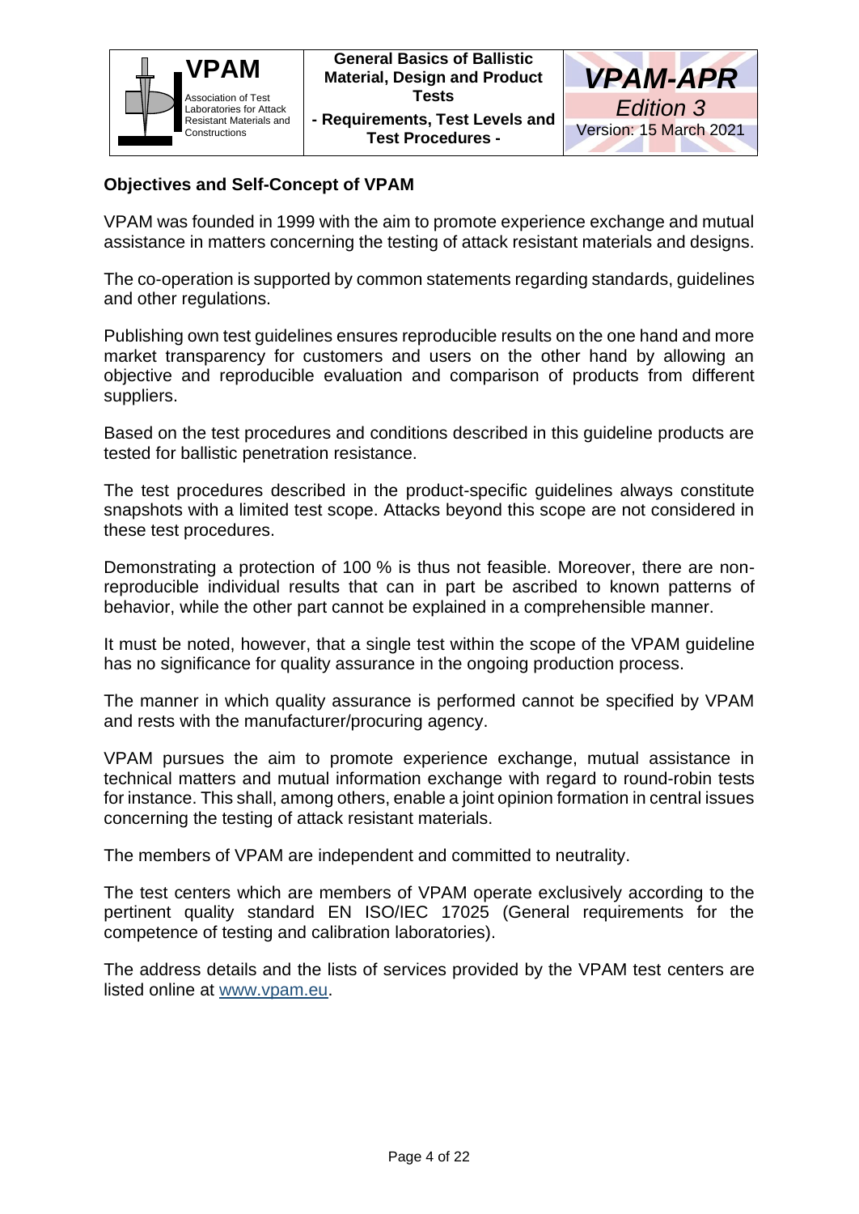## Objectives and Self-Concept of VPAM

VPAM was founded in 1999 with the aim to promote experience exchange and mutual assistance in matters concerning the testing of attack resistant materials and designs.

The co-operation is supported by common statements regarding standards, guidelines and other regulations.

Publishing own test guidelines ensures reproducible results on the one hand and more market transparency for customers and users on the other hand by allowing an objective and reproducible evaluation and comparison of products from different suppliers.

Based on the test procedures and conditions described in this guideline products are tested for ballistic penetration resistance.

The test procedures described in the product-specific guidelines always constitute snapshots with a limited test scope. Attacks beyond this scope are not considered in these test procedures.

Demonstrating a protection of 100 % is thus not feasible. Moreover, there are non-reproducible individual results that can in part be ascribed to known patterns of behavior, while the other part cannot be explained in a comprehensible manner.

It must be noted, however, that a single test within the scope of the VPAM guideline has no significance for quality assurance in the ongoing production process.

The manner in which quality assurance is performed cannot be specified by VPAM and rests with the manufacturer/procuring agency.

VPAM pursues the aim to promote experience exchange, mutual assistance in technical matters and mutual information exchange with regard to round-robin tests for instance. This shall, among others, enable a joint opinion formation in central issues concerning the testing of attack resistant materials.

The members of VPAM are independent and committed to neutrality.

The test centers which are members of VPAM operate exclusively according to the pertinent quality standard EN ISO/IEC 17025 (General requirements for the competence of testing and calibration laboratories).

The address details and the lists of services provided by the VPAM test centers are listed online at www.vpam.eu.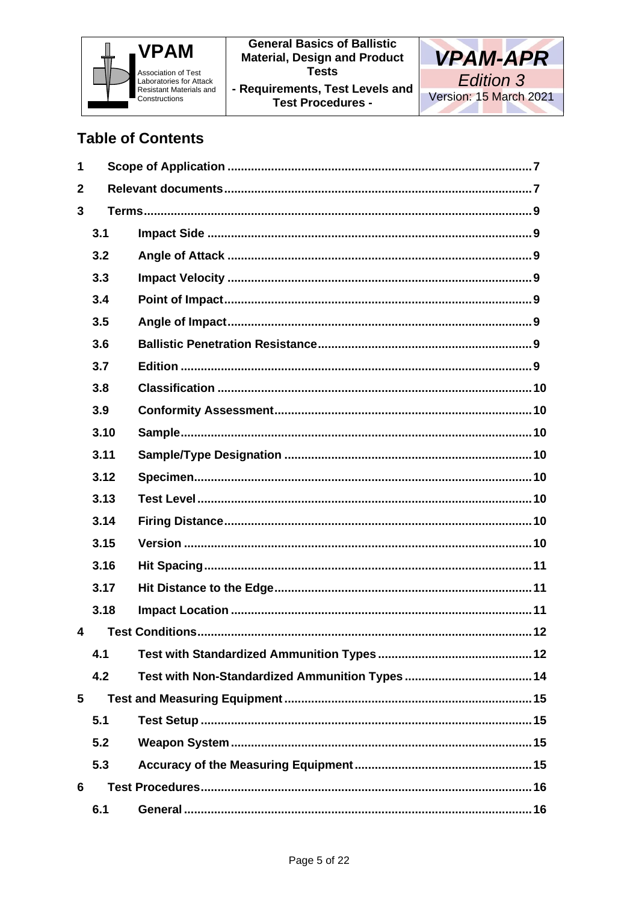## Table of Contents

1 Scope of Application ... 7
2 Relevant documents ... 7
3 Terms ... 9
 3.1 Impact Side ... 9
 3.2 Angle of Attack ... 9
 3.3 Impact Velocity ... 9
 3.4 Point of Impact ... 9
 3.5 Angle of Impact ... 9
 3.6 Ballistic Penetration Resistance ... 9
 3.7 Edition ... 9
 3.8 Classification ... 10
 3.9 Conformity Assessment ... 10
 3.10 Sample ... 10
 3.11 Sample/Type Designation ... 10
 3.12 Specimen ... 10
 3.13 Test Level ... 10
 3.14 Firing Distance ... 10
 3.15 Version ... 10
 3.16 Hit Spacing ... 11
 3.17 Hit Distance to the Edge ... 11
 3.18 Impact Location ... 11
4 Test Conditions ... 12
 4.1 Test with Standardized Ammunition Types ... 12
 4.2 Test with Non-Standardized Ammunition Types ... 14
5 Test and Measuring Equipment ... 15
 5.1 Test Setup ... 15
 5.2 Weapon System ... 15
 5.3 Accuracy of the Measuring Equipment ... 15
6 Test Procedures ... 16
 6.1 General ... 16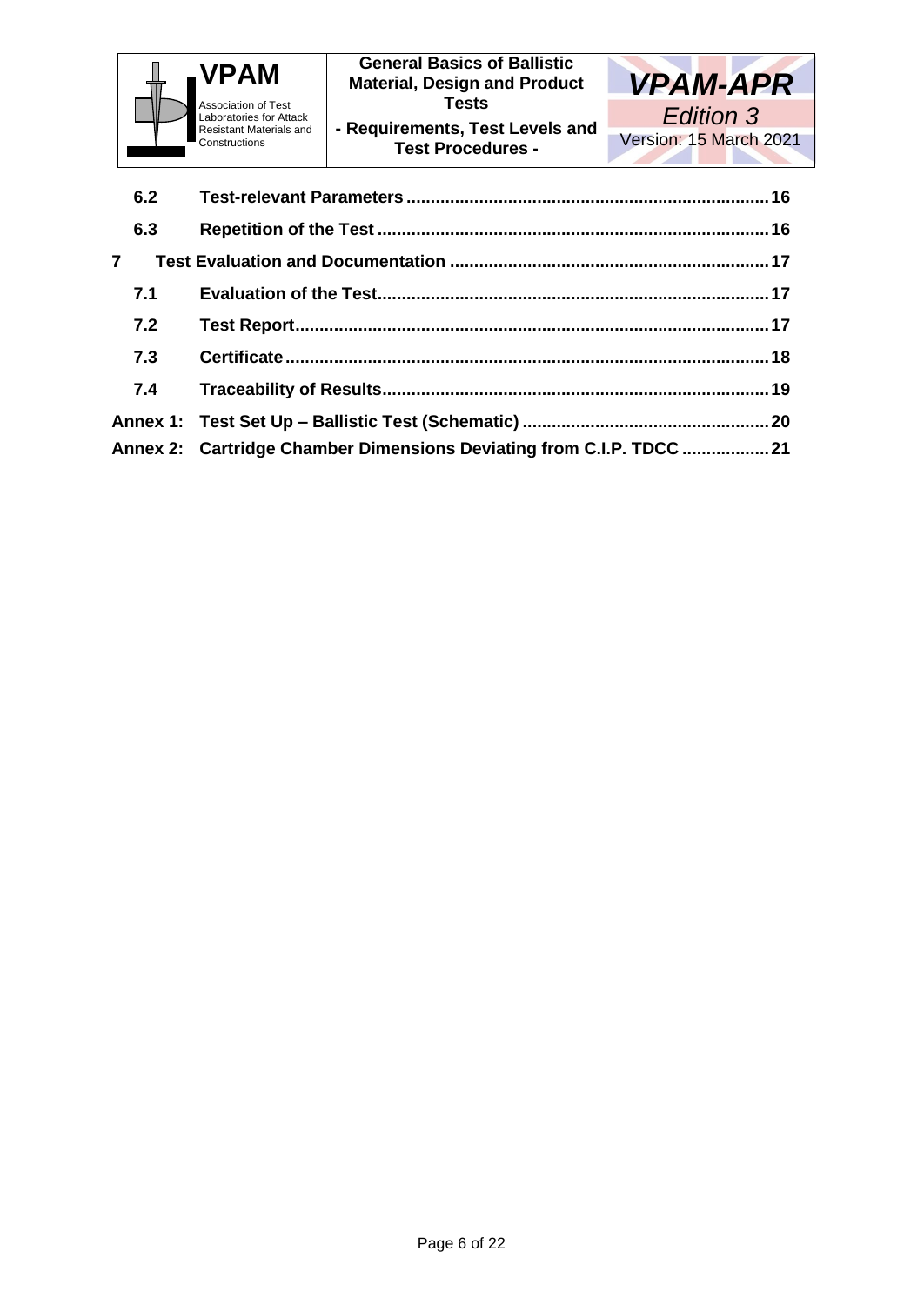| | | |
|---|---|---|
| 6.2 | **Test-relevant Parameters** | 16 |
| 6.3 | **Repetition of the Test** | 16 |
| **7** | **Test Evaluation and Documentation** | 17 |
| 7.1 | **Evaluation of the Test** | 17 |
| 7.2 | **Test Report** | 17 |
| 7.3 | **Certificate** | 18 |
| 7.4 | **Traceability of Results** | 19 |
| **Annex 1:** | **Test Set Up – Ballistic Test (Schematic)** | 20 |
| **Annex 2:** | **Cartridge Chamber Dimensions Deviating from C.I.P. TDCC** | 21 |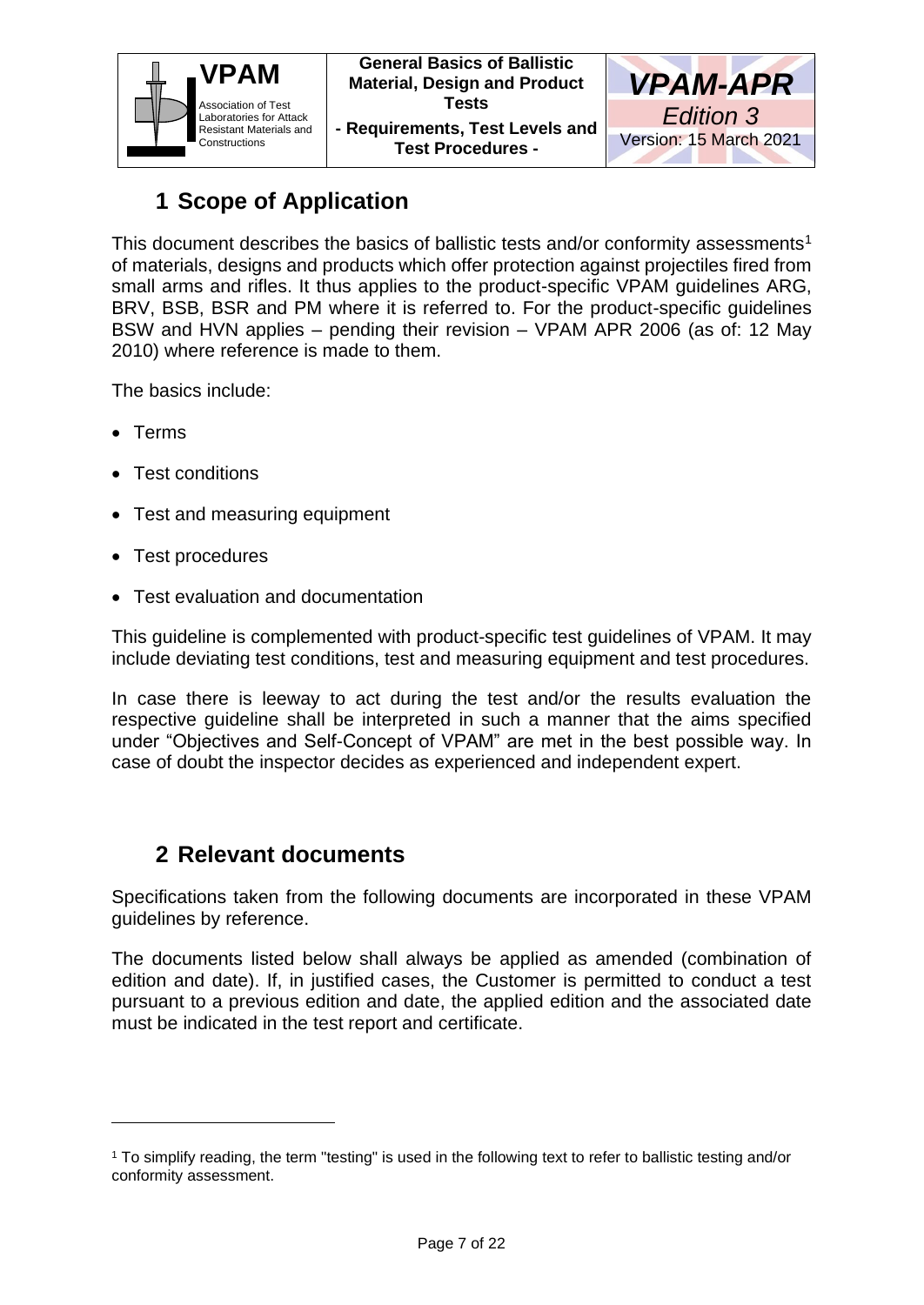# 1 Scope of Application

This document describes the basics of ballistic tests and/or conformity assessments[1] of materials, designs and products which offer protection against projectiles fired from small arms and rifles. It thus applies to the product-specific VPAM guidelines ARG, BRV, BSB, BSR and PM where it is referred to. For the product-specific guidelines BSW and HVN applies – pending their revision – VPAM APR 2006 (as of: 12 May 2010) where reference is made to them.

The basics include:

- Terms
- Test conditions
- Test and measuring equipment
- Test procedures
- Test evaluation and documentation

This guideline is complemented with product-specific test guidelines of VPAM. It may include deviating test conditions, test and measuring equipment and test procedures.

In case there is leeway to act during the test and/or the results evaluation the respective guideline shall be interpreted in such a manner that the aims specified under "Objectives and Self-Concept of VPAM" are met in the best possible way. In case of doubt the inspector decides as experienced and independent expert.

# 2 Relevant documents

Specifications taken from the following documents are incorporated in these VPAM guidelines by reference.

The documents listed below shall always be applied as amended (combination of edition and date). If, in justified cases, the Customer is permitted to conduct a test pursuant to a previous edition and date, the applied edition and the associated date must be indicated in the test report and certificate.

[1] To simplify reading, the term "testing" is used in the following text to refer to ballistic testing and/or conformity assessment.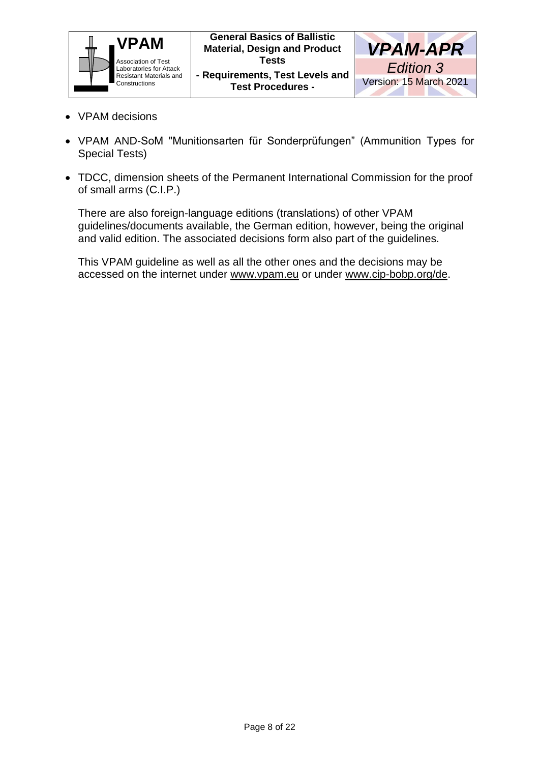- VPAM decisions
- VPAM AND-SoM "Munitionsarten für Sonderprüfungen" (Ammunition Types for Special Tests)
- TDCC, dimension sheets of the Permanent International Commission for the proof of small arms (C.I.P.)

  There are also foreign-language editions (translations) of other VPAM guidelines/documents available, the German edition, however, being the original and valid edition. The associated decisions form also part of the guidelines.

  This VPAM guideline as well as all the other ones and the decisions may be accessed on the internet under www.vpam.eu or under www.cip-bobp.org/de.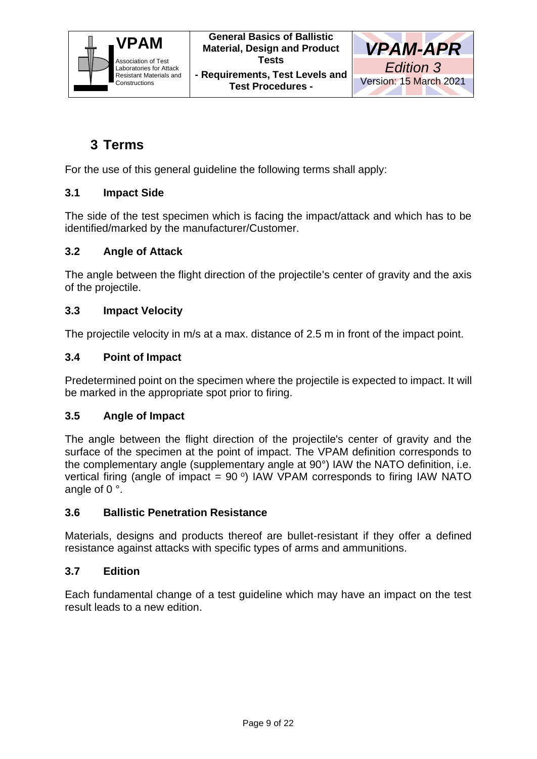# 3 Terms

For the use of this general guideline the following terms shall apply:

## 3.1 Impact Side

The side of the test specimen which is facing the impact/attack and which has to be identified/marked by the manufacturer/Customer.

## 3.2 Angle of Attack

The angle between the flight direction of the projectile's center of gravity and the axis of the projectile.

## 3.3 Impact Velocity

The projectile velocity in m/s at a max. distance of 2.5 m in front of the impact point.

## 3.4 Point of Impact

Predetermined point on the specimen where the projectile is expected to impact. It will be marked in the appropriate spot prior to firing.

## 3.5 Angle of Impact

The angle between the flight direction of the projectile's center of gravity and the surface of the specimen at the point of impact. The VPAM definition corresponds to the complementary angle (supplementary angle at 90°) IAW the NATO definition, i.e. vertical firing (angle of impact = 90 °) IAW VPAM corresponds to firing IAW NATO angle of 0 °.

## 3.6 Ballistic Penetration Resistance

Materials, designs and products thereof are bullet-resistant if they offer a defined resistance against attacks with specific types of arms and ammunitions.

## 3.7 Edition

Each fundamental change of a test guideline which may have an impact on the test result leads to a new edition.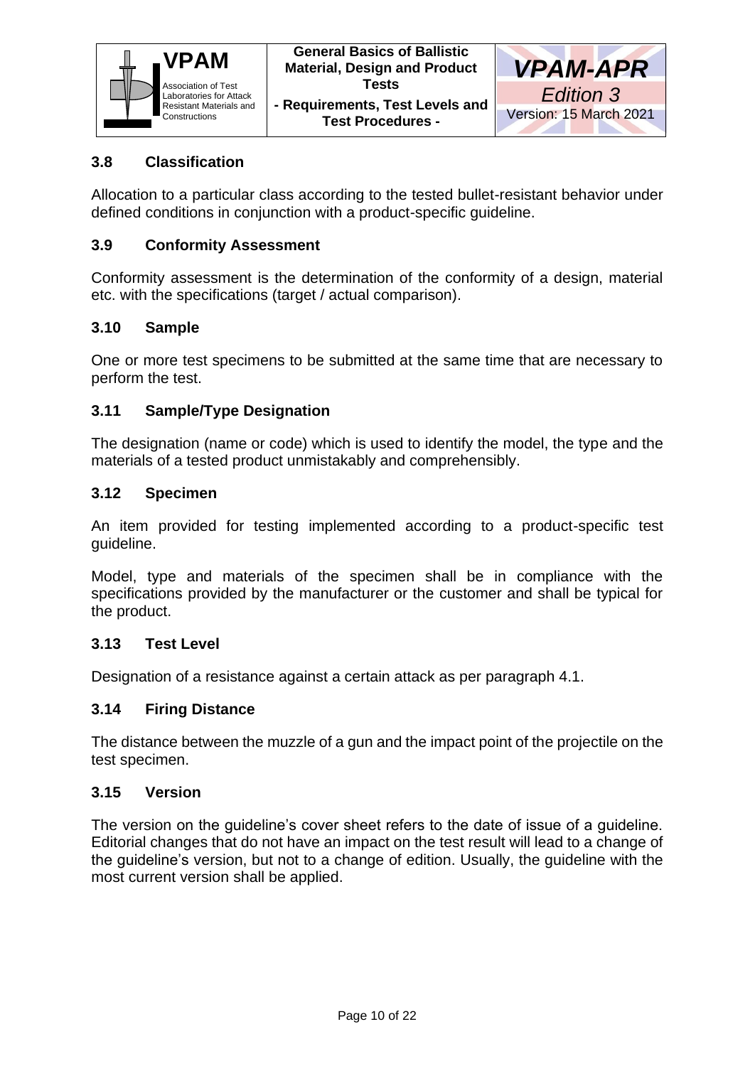### 3.8 Classification

Allocation to a particular class according to the tested bullet-resistant behavior under defined conditions in conjunction with a product-specific guideline.

### 3.9 Conformity Assessment

Conformity assessment is the determination of the conformity of a design, material etc. with the specifications (target / actual comparison).

### 3.10 Sample

One or more test specimens to be submitted at the same time that are necessary to perform the test.

### 3.11 Sample/Type Designation

The designation (name or code) which is used to identify the model, the type and the materials of a tested product unmistakably and comprehensibly.

### 3.12 Specimen

An item provided for testing implemented according to a product-specific test guideline.

Model, type and materials of the specimen shall be in compliance with the specifications provided by the manufacturer or the customer and shall be typical for the product.

### 3.13 Test Level

Designation of a resistance against a certain attack as per paragraph 4.1.

### 3.14 Firing Distance

The distance between the muzzle of a gun and the impact point of the projectile on the test specimen.

### 3.15 Version

The version on the guideline's cover sheet refers to the date of issue of a guideline. Editorial changes that do not have an impact on the test result will lead to a change of the guideline's version, but not to a change of edition. Usually, the guideline with the most current version shall be applied.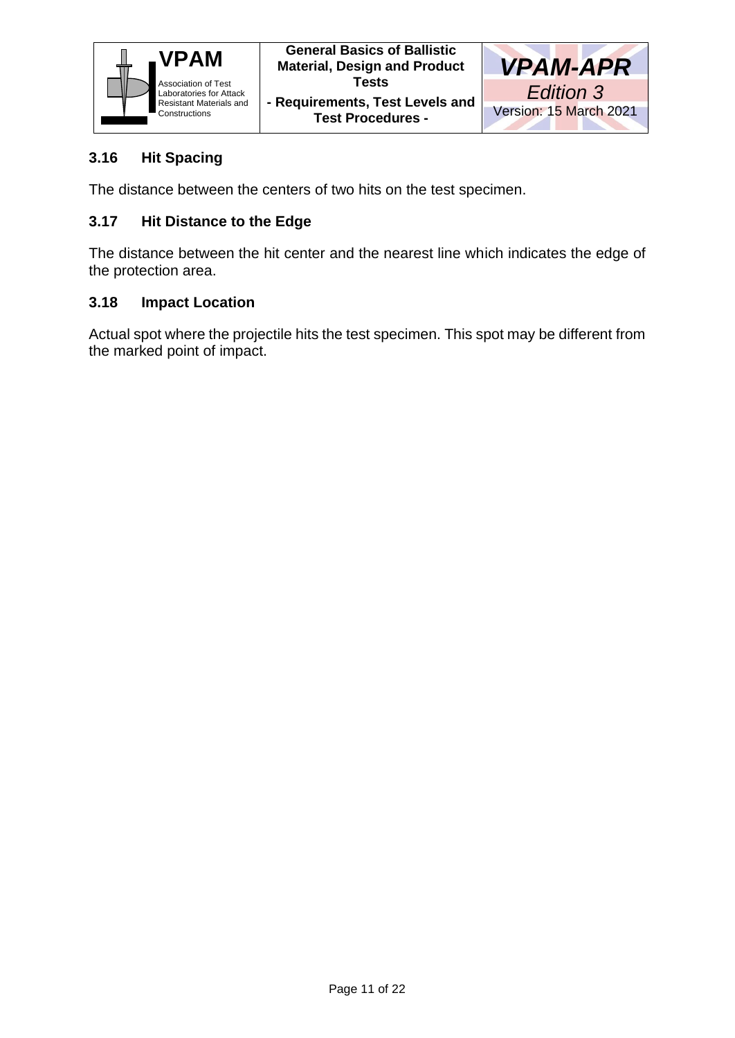### 3.16 Hit Spacing

The distance between the centers of two hits on the test specimen.

### 3.17 Hit Distance to the Edge

The distance between the hit center and the nearest line which indicates the edge of the protection area.

### 3.18 Impact Location

Actual spot where the projectile hits the test specimen. This spot may be different from the marked point of impact.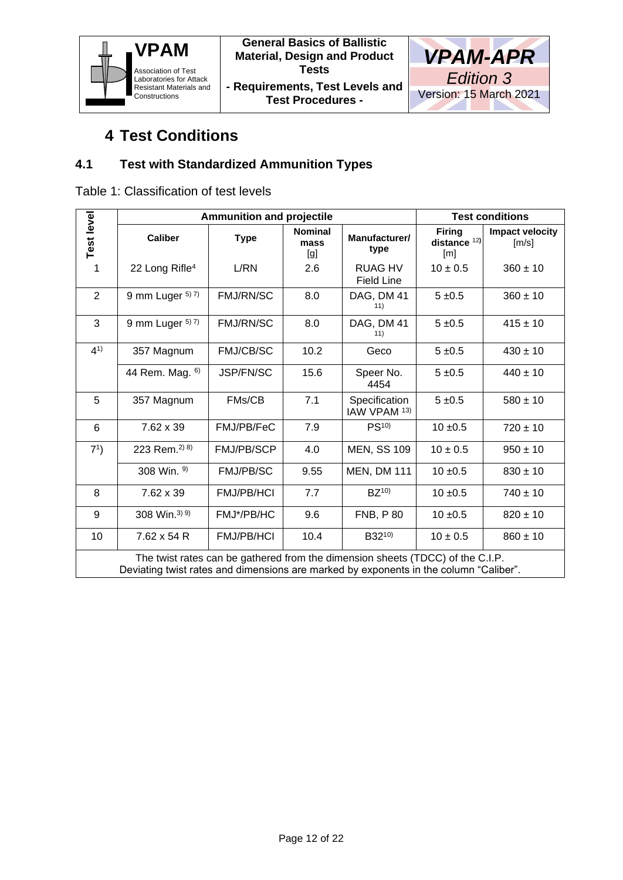# 4 Test Conditions

## 4.1 Test with Standardized Ammunition Types

Table 1: Classification of test levels

| Test level | Ammunition and projectile | | | | Test conditions | |
|---|---|---|---|---|---|---|
| | Caliber | Type | Nominal mass [g] | Manufacturer/ type | Firing distance [12] [m] | Impact velocity [m/s] |
| 1 | 22 Long Rifle[4] | L/RN | 2.6 | RUAG HV Field Line | 10 ± 0.5 | 360 ± 10 |
| 2 | 9 mm Luger [5) 7)] | FMJ/RN/SC | 8.0 | DAG, DM 41 [11)] | 5 ±0.5 | 360 ± 10 |
| 3 | 9 mm Luger [5) 7)] | FMJ/RN/SC | 8.0 | DAG, DM 41 [11)] | 5 ±0.5 | 415 ± 10 |
| 4[1)] | 357 Magnum | FMJ/CB/SC | 10.2 | Geco | 5 ±0.5 | 430 ± 10 |
| | 44 Rem. Mag. [6)] | JSP/FN/SC | 15.6 | Speer No. 4454 | 5 ±0.5 | 440 ± 10 |
| 5 | 357 Magnum | FMs/CB | 7.1 | Specification IAW VPAM [13)] | 5 ±0.5 | 580 ± 10 |
| 6 | 7.62 x 39 | FMJ/PB/FeC | 7.9 | PS[10)] | 10 ±0.5 | 720 ± 10 |
| 7[1)] | 223 Rem.[2) 8)] | FMJ/PB/SCP | 4.0 | MEN, SS 109 | 10 ± 0.5 | 950 ± 10 |
| | 308 Win. [9)] | FMJ/PB/SC | 9.55 | MEN, DM 111 | 10 ±0.5 | 830 ± 10 |
| 8 | 7.62 x 39 | FMJ/PB/HCI | 7.7 | BZ[10)] | 10 ±0.5 | 740 ± 10 |
| 9 | 308 Win.[3) 9)] | FMJ*/PB/HC | 9.6 | FNB, P 80 | 10 ±0.5 | 820 ± 10 |
| 10 | 7.62 x 54 R | FMJ/PB/HCI | 10.4 | B32[10)] | 10 ± 0.5 | 860 ± 10 |
| The twist rates can be gathered from the dimension sheets (TDCC) of the C.I.P. Deviating twist rates and dimensions are marked by exponents in the column "Caliber". | | | | | | |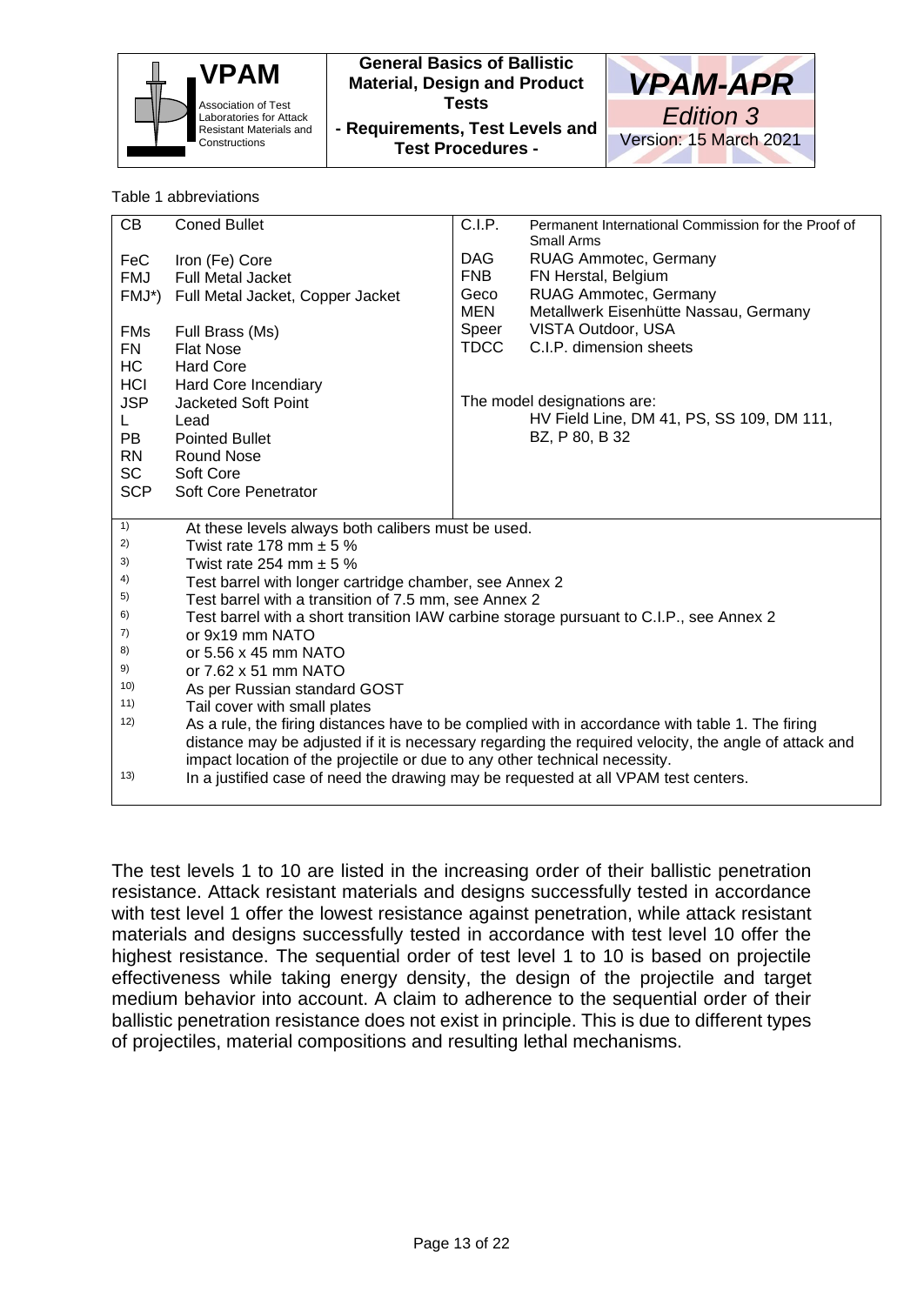Table 1 abbreviations

| | | | |
|---|---|---|---|
| CB | Coned Bullet | C.I.P. | Permanent International Commission for the Proof of Small Arms |
| FeC | Iron (Fe) Core | DAG | RUAG Ammotec, Germany |
| FMJ | Full Metal Jacket | FNB | FN Herstal, Belgium |
| FMJ*) | Full Metal Jacket, Copper Jacket | Geco | RUAG Ammotec, Germany |
| | | MEN | Metallwerk Eisenhütte Nassau, Germany |
| FMs | Full Brass (Ms) | Speer | VISTA Outdoor, USA |
| FN | Flat Nose | TDCC | C.I.P. dimension sheets |
| HC | Hard Core | | |
| HCI | Hard Core Incendiary | | |
| JSP | Jacketed Soft Point | The model designations are: | |
| L | Lead | | HV Field Line, DM 41, PS, SS 109, DM 111, |
| PB | Pointed Bullet | | BZ, P 80, B 32 |
| RN | Round Nose | | |
| SC | Soft Core | | |
| SCP | Soft Core Penetrator | | |

1) At these levels always both calibers must be used.
2) Twist rate 178 mm ± 5 %
3) Twist rate 254 mm ± 5 %
4) Test barrel with longer cartridge chamber, see Annex 2
5) Test barrel with a transition of 7.5 mm, see Annex 2
6) Test barrel with a short transition IAW carbine storage pursuant to C.I.P., see Annex 2
7) or 9x19 mm NATO
8) or 5.56 x 45 mm NATO
9) or 7.62 x 51 mm NATO
10) As per Russian standard GOST
11) Tail cover with small plates
12) As a rule, the firing distances have to be complied with in accordance with table 1. The firing distance may be adjusted if it is necessary regarding the required velocity, the angle of attack and impact location of the projectile or due to any other technical necessity.
13) In a justified case of need the drawing may be requested at all VPAM test centers.

The test levels 1 to 10 are listed in the increasing order of their ballistic penetration resistance. Attack resistant materials and designs successfully tested in accordance with test level 1 offer the lowest resistance against penetration, while attack resistant materials and designs successfully tested in accordance with test level 10 offer the highest resistance. The sequential order of test level 1 to 10 is based on projectile effectiveness while taking energy density, the design of the projectile and target medium behavior into account. A claim to adherence to the sequential order of their ballistic penetration resistance does not exist in principle. This is due to different types of projectiles, material compositions and resulting lethal mechanisms.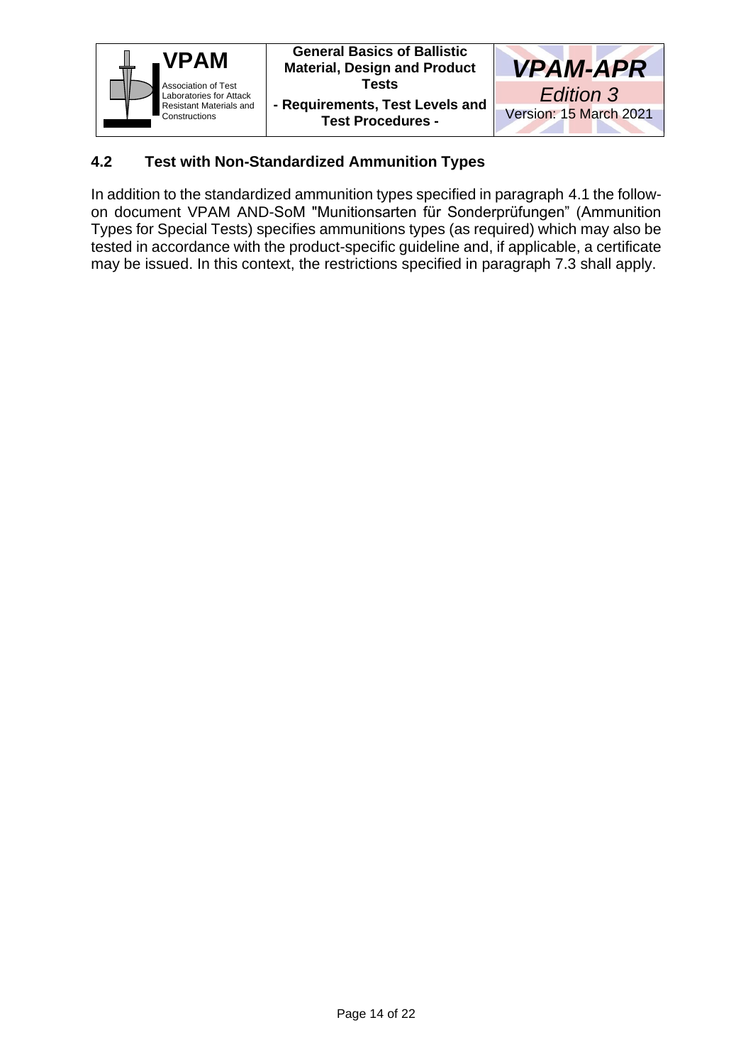## 4.2 Test with Non-Standardized Ammunition Types

In addition to the standardized ammunition types specified in paragraph 4.1 the follow-on document VPAM AND-SoM "Munitionsarten für Sonderprüfungen" (Ammunition Types for Special Tests) specifies ammunitions types (as required) which may also be tested in accordance with the product-specific guideline and, if applicable, a certificate may be issued. In this context, the restrictions specified in paragraph 7.3 shall apply.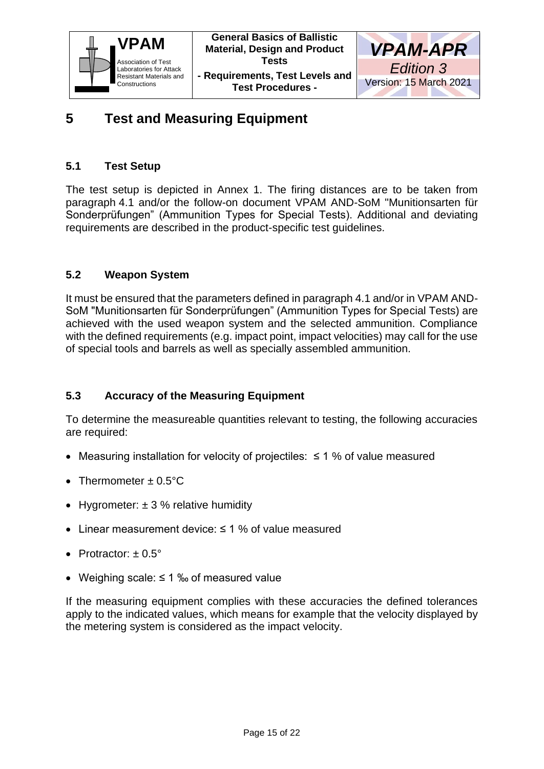# 5 Test and Measuring Equipment

## 5.1 Test Setup

The test setup is depicted in Annex 1. The firing distances are to be taken from paragraph 4.1 and/or the follow-on document VPAM AND-SoM "Munitionsarten für Sonderprüfungen" (Ammunition Types for Special Tests). Additional and deviating requirements are described in the product-specific test guidelines.

## 5.2 Weapon System

It must be ensured that the parameters defined in paragraph 4.1 and/or in VPAM AND-SoM "Munitionsarten für Sonderprüfungen" (Ammunition Types for Special Tests) are achieved with the used weapon system and the selected ammunition. Compliance with the defined requirements (e.g. impact point, impact velocities) may call for the use of special tools and barrels as well as specially assembled ammunition.

## 5.3 Accuracy of the Measuring Equipment

To determine the measureable quantities relevant to testing, the following accuracies are required:

- Measuring installation for velocity of projectiles: ≤ 1 % of value measured
- Thermometer ± 0.5°C
- Hygrometer: ± 3 % relative humidity
- Linear measurement device: ≤ 1 % of value measured
- Protractor: ± 0.5°
- Weighing scale: ≤ 1 ‰ of measured value

If the measuring equipment complies with these accuracies the defined tolerances apply to the indicated values, which means for example that the velocity displayed by the metering system is considered as the impact velocity.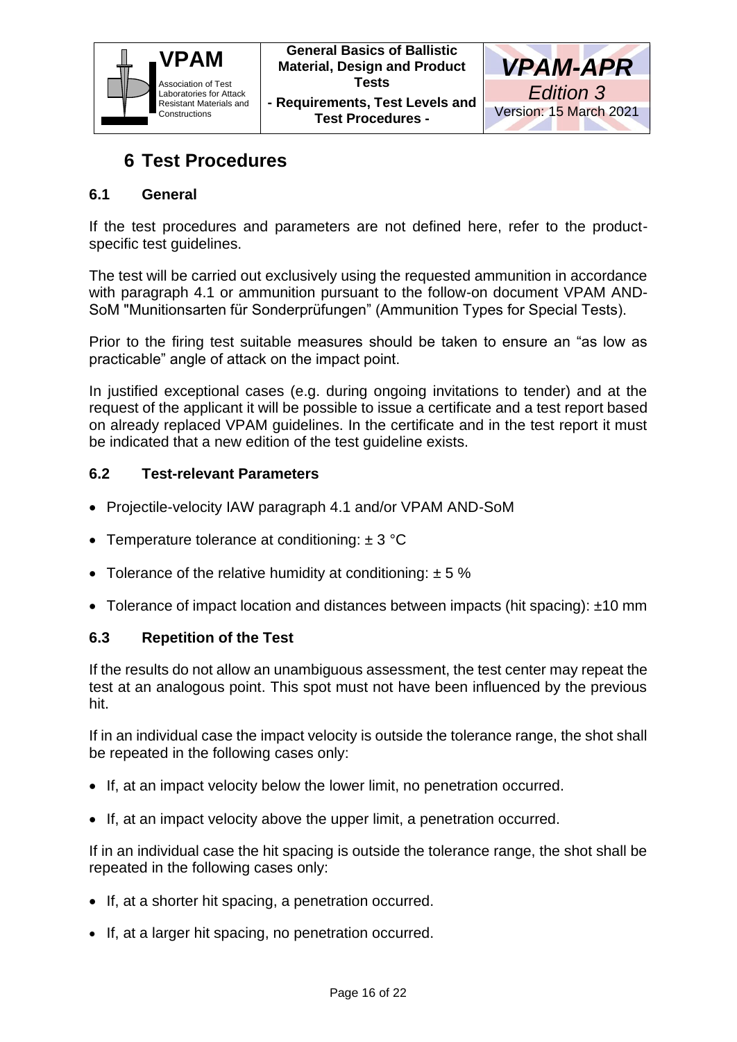# 6 Test Procedures

## 6.1 General

If the test procedures and parameters are not defined here, refer to the product-specific test guidelines.

The test will be carried out exclusively using the requested ammunition in accordance with paragraph 4.1 or ammunition pursuant to the follow-on document VPAM AND-SoM "Munitionsarten für Sonderprüfungen" (Ammunition Types for Special Tests).

Prior to the firing test suitable measures should be taken to ensure an "as low as practicable" angle of attack on the impact point.

In justified exceptional cases (e.g. during ongoing invitations to tender) and at the request of the applicant it will be possible to issue a certificate and a test report based on already replaced VPAM guidelines. In the certificate and in the test report it must be indicated that a new edition of the test guideline exists.

## 6.2 Test-relevant Parameters

- Projectile-velocity IAW paragraph 4.1 and/or VPAM AND-SoM
- Temperature tolerance at conditioning: ± 3 °C
- Tolerance of the relative humidity at conditioning: ± 5 %
- Tolerance of impact location and distances between impacts (hit spacing): ±10 mm

## 6.3 Repetition of the Test

If the results do not allow an unambiguous assessment, the test center may repeat the test at an analogous point. This spot must not have been influenced by the previous hit.

If in an individual case the impact velocity is outside the tolerance range, the shot shall be repeated in the following cases only:

- If, at an impact velocity below the lower limit, no penetration occurred.
- If, at an impact velocity above the upper limit, a penetration occurred.

If in an individual case the hit spacing is outside the tolerance range, the shot shall be repeated in the following cases only:

- If, at a shorter hit spacing, a penetration occurred.
- If, at a larger hit spacing, no penetration occurred.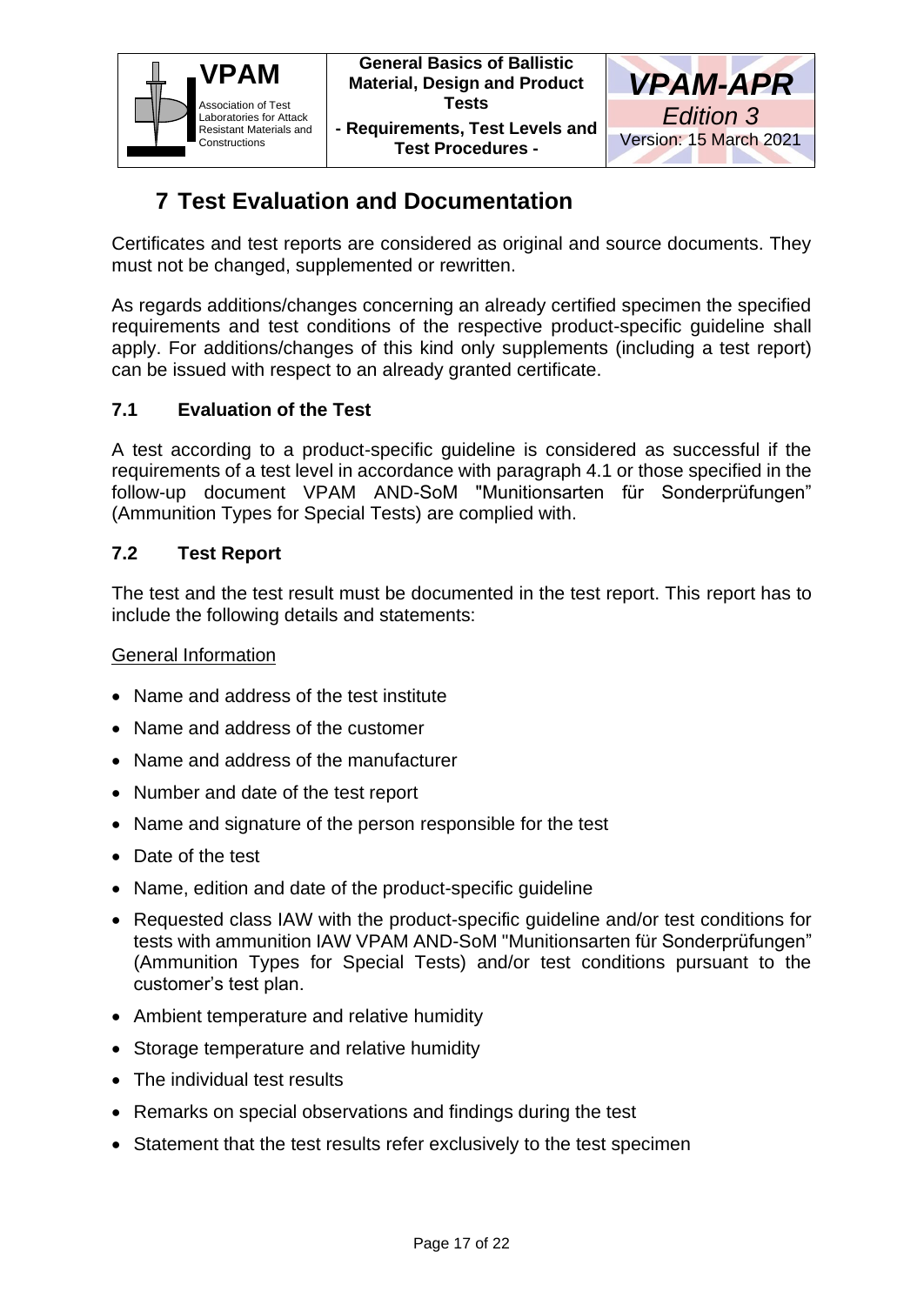# 7 Test Evaluation and Documentation

Certificates and test reports are considered as original and source documents. They must not be changed, supplemented or rewritten.

As regards additions/changes concerning an already certified specimen the specified requirements and test conditions of the respective product-specific guideline shall apply. For additions/changes of this kind only supplements (including a test report) can be issued with respect to an already granted certificate.

## 7.1 Evaluation of the Test

A test according to a product-specific guideline is considered as successful if the requirements of a test level in accordance with paragraph 4.1 or those specified in the follow-up document VPAM AND-SoM "Munitionsarten für Sonderprüfungen" (Ammunition Types for Special Tests) are complied with.

## 7.2 Test Report

The test and the test result must be documented in the test report. This report has to include the following details and statements:

General Information

- Name and address of the test institute
- Name and address of the customer
- Name and address of the manufacturer
- Number and date of the test report
- Name and signature of the person responsible for the test
- Date of the test
- Name, edition and date of the product-specific guideline
- Requested class IAW with the product-specific guideline and/or test conditions for tests with ammunition IAW VPAM AND-SoM "Munitionsarten für Sonderprüfungen" (Ammunition Types for Special Tests) and/or test conditions pursuant to the customer's test plan.
- Ambient temperature and relative humidity
- Storage temperature and relative humidity
- The individual test results
- Remarks on special observations and findings during the test
- Statement that the test results refer exclusively to the test specimen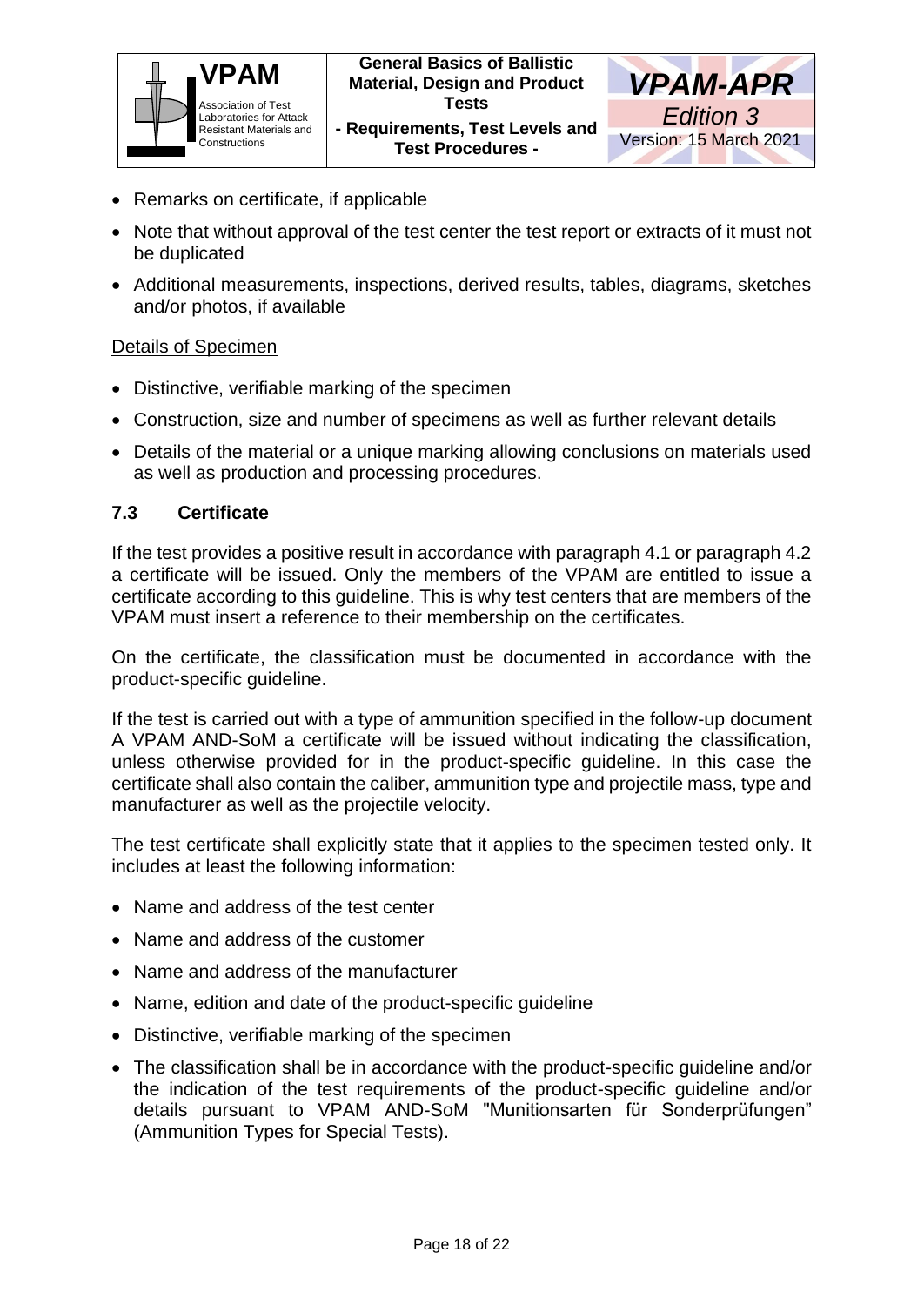- Remarks on certificate, if applicable
- Note that without approval of the test center the test report or extracts of it must not be duplicated
- Additional measurements, inspections, derived results, tables, diagrams, sketches and/or photos, if available

Details of Specimen

- Distinctive, verifiable marking of the specimen
- Construction, size and number of specimens as well as further relevant details
- Details of the material or a unique marking allowing conclusions on materials used as well as production and processing procedures.

### 7.3 Certificate

If the test provides a positive result in accordance with paragraph 4.1 or paragraph 4.2 a certificate will be issued. Only the members of the VPAM are entitled to issue a certificate according to this guideline. This is why test centers that are members of the VPAM must insert a reference to their membership on the certificates.

On the certificate, the classification must be documented in accordance with the product-specific guideline.

If the test is carried out with a type of ammunition specified in the follow-up document A VPAM AND-SoM a certificate will be issued without indicating the classification, unless otherwise provided for in the product-specific guideline. In this case the certificate shall also contain the caliber, ammunition type and projectile mass, type and manufacturer as well as the projectile velocity.

The test certificate shall explicitly state that it applies to the specimen tested only. It includes at least the following information:

- Name and address of the test center
- Name and address of the customer
- Name and address of the manufacturer
- Name, edition and date of the product-specific guideline
- Distinctive, verifiable marking of the specimen
- The classification shall be in accordance with the product-specific guideline and/or the indication of the test requirements of the product-specific guideline and/or details pursuant to VPAM AND-SoM "Munitionsarten für Sonderprüfungen" (Ammunition Types for Special Tests).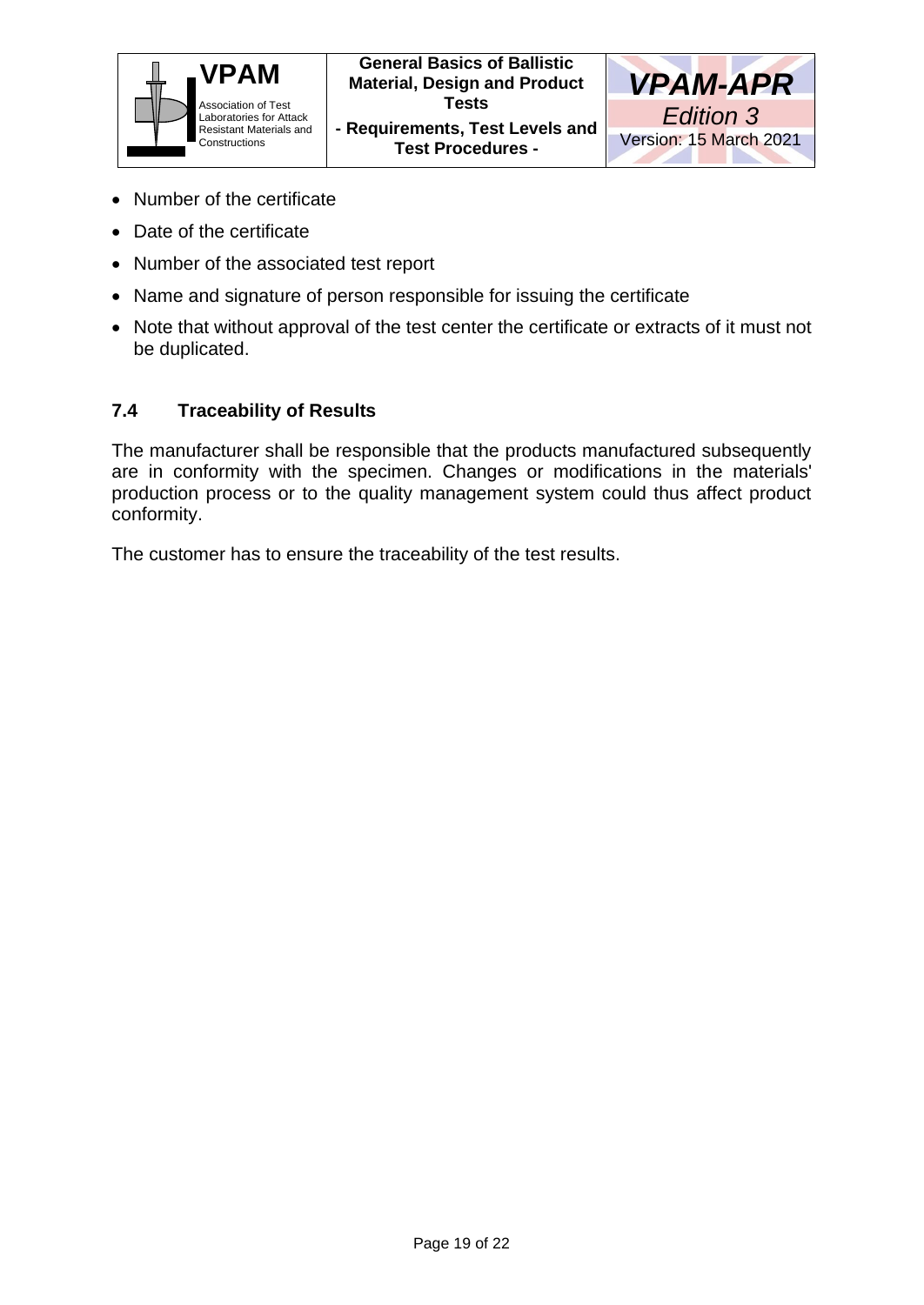- Number of the certificate
- Date of the certificate
- Number of the associated test report
- Name and signature of person responsible for issuing the certificate
- Note that without approval of the test center the certificate or extracts of it must not be duplicated.

## 7.4 Traceability of Results

The manufacturer shall be responsible that the products manufactured subsequently are in conformity with the specimen. Changes or modifications in the materials' production process or to the quality management system could thus affect product conformity.

The customer has to ensure the traceability of the test results.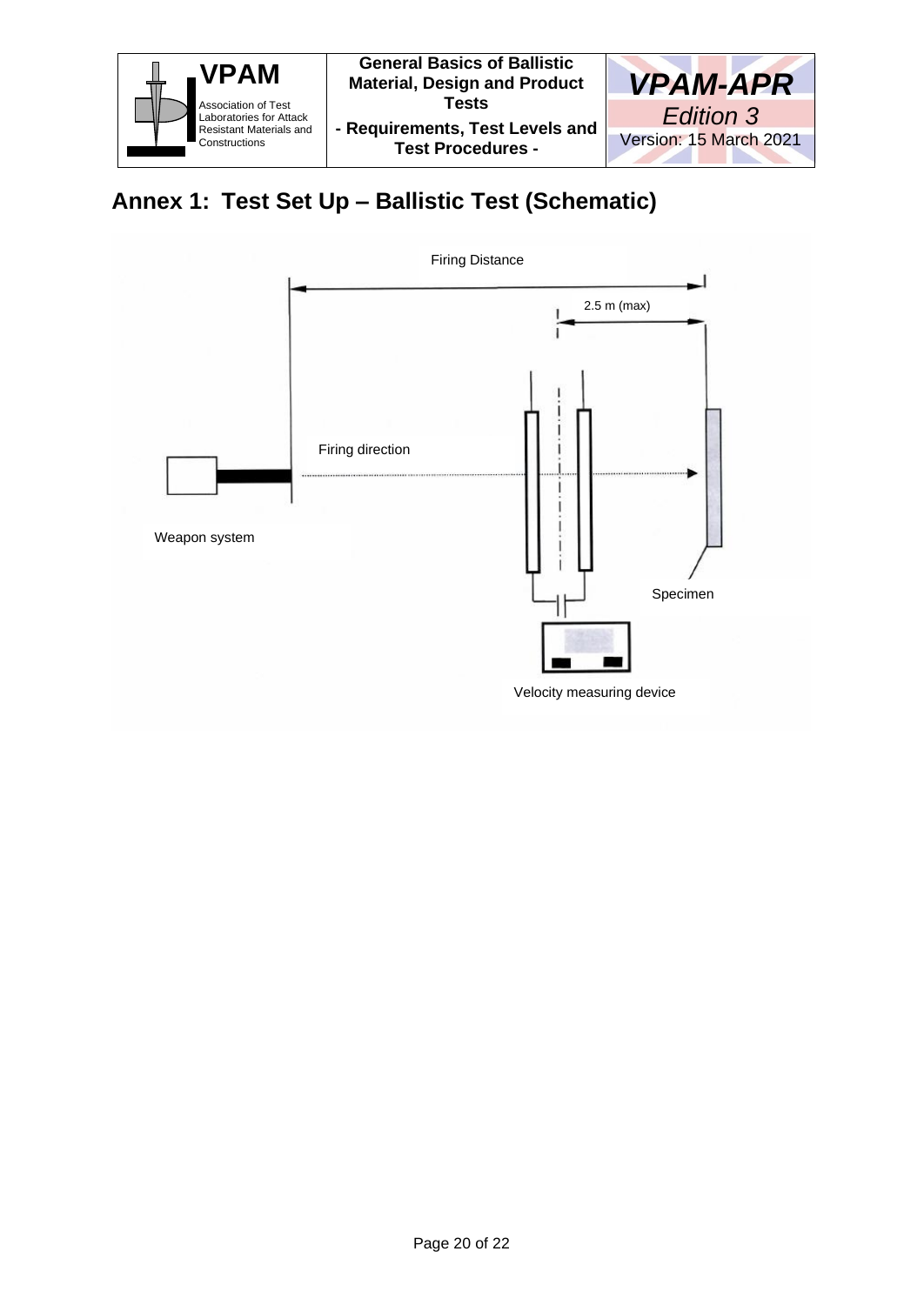## Annex 1: Test Set Up – Ballistic Test (Schematic)

Firing Distance

2.5 m (max)

Firing direction

Weapon system

Specimen

Velocity measuring device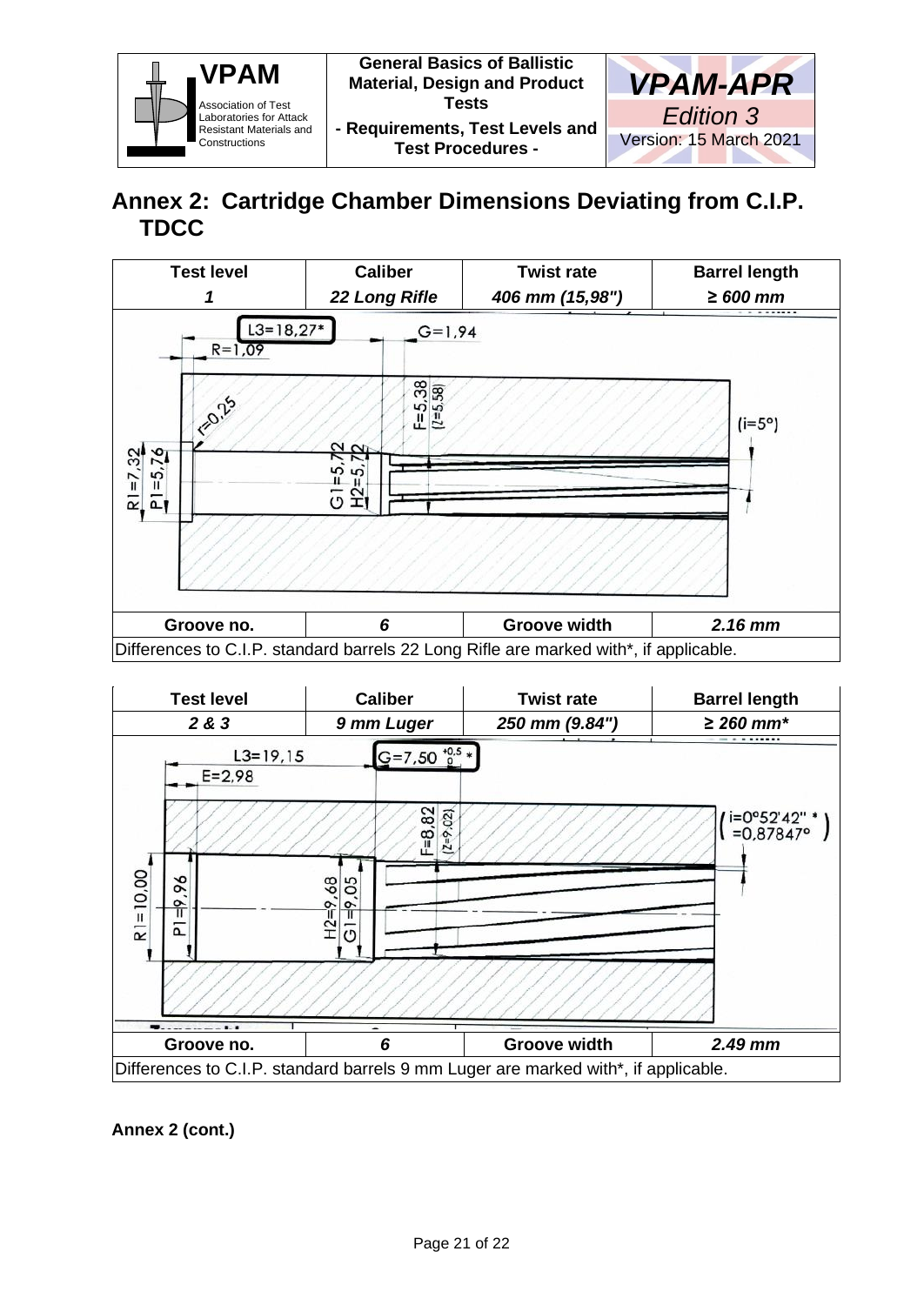## Annex 2: Cartridge Chamber Dimensions Deviating from C.I.P. TDCC

| Test level | Caliber | Twist rate | Barrel length |
|---|---|---|---|
| *1* | *22 Long Rifle* | *406 mm (15,98")* | *≥ 600 mm* |
| Groove no. | *6* | Groove width | *2.16 mm* |
| Differences to C.I.P. standard barrels 22 Long Rifle are marked with*, if applicable. | | | |

| Test level | Caliber | Twist rate | Barrel length |
|---|---|---|---|
| *2 & 3* | *9 mm Luger* | *250 mm (9.84")* | *≥ 260 mm** |
| Groove no. | *6* | Groove width | *2.49 mm* |
| Differences to C.I.P. standard barrels 9 mm Luger are marked with*, if applicable. | | | |

**Annex 2 (cont.)**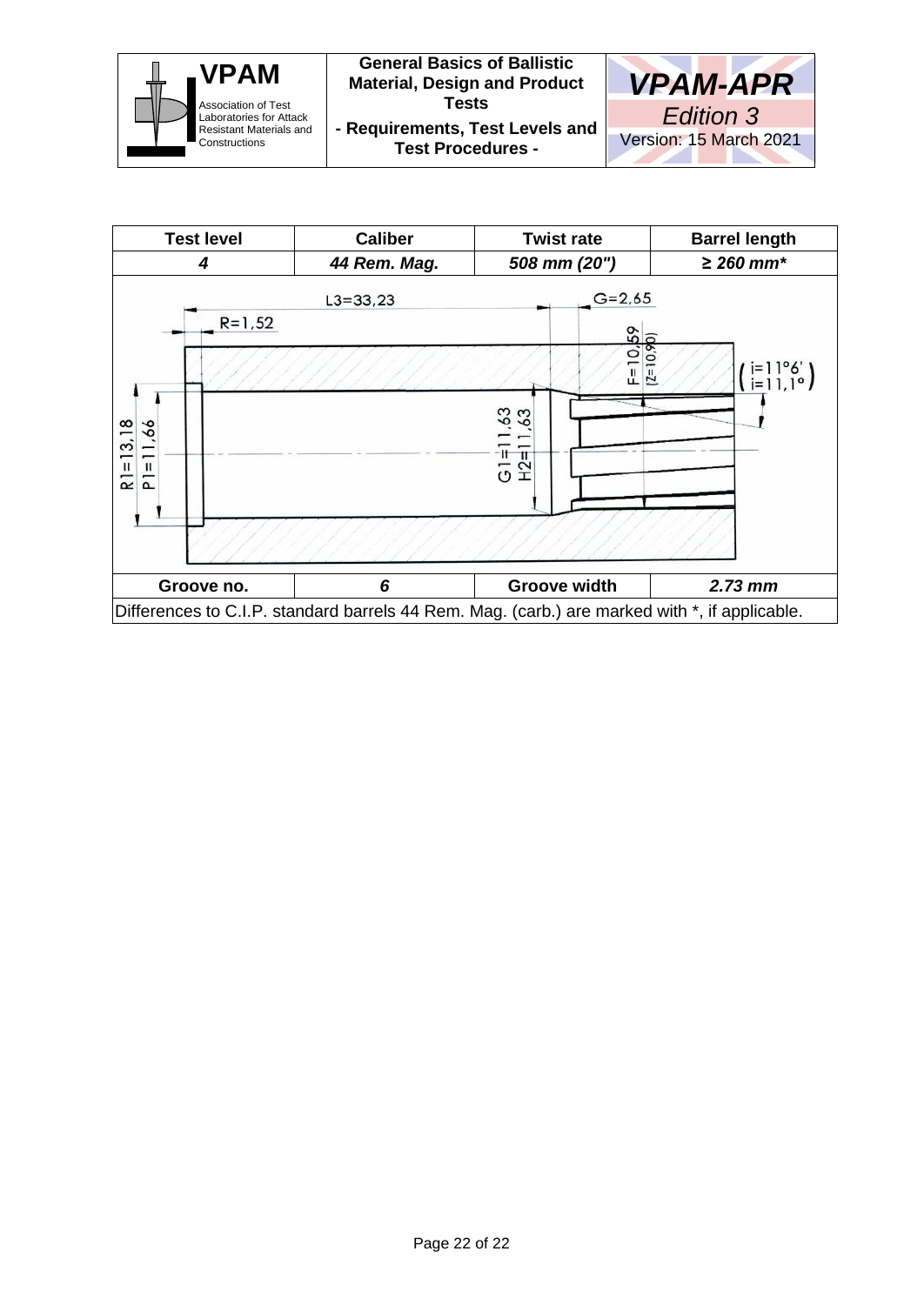| Test level | Caliber | Twist rate | Barrel length |
|---|---|---|---|
| ***4*** | ***44 Rem. Mag.*** | ***508 mm (20")*** | ***≥ 260 mm**** |

L3=33,23

G=2,65

R=1,52

F=10,59

(Z=10,90)

(i=11°6'
i=11,1°)

R1=13,18

P1=11,66

G1=11,63

H2=11,63

| Groove no. | 6 | Groove width | 2.73 mm |
|---|---|---|---|

Differences to C.I.P. standard barrels 44 Rem. Mag. (carb.) are marked with *, if applicable.